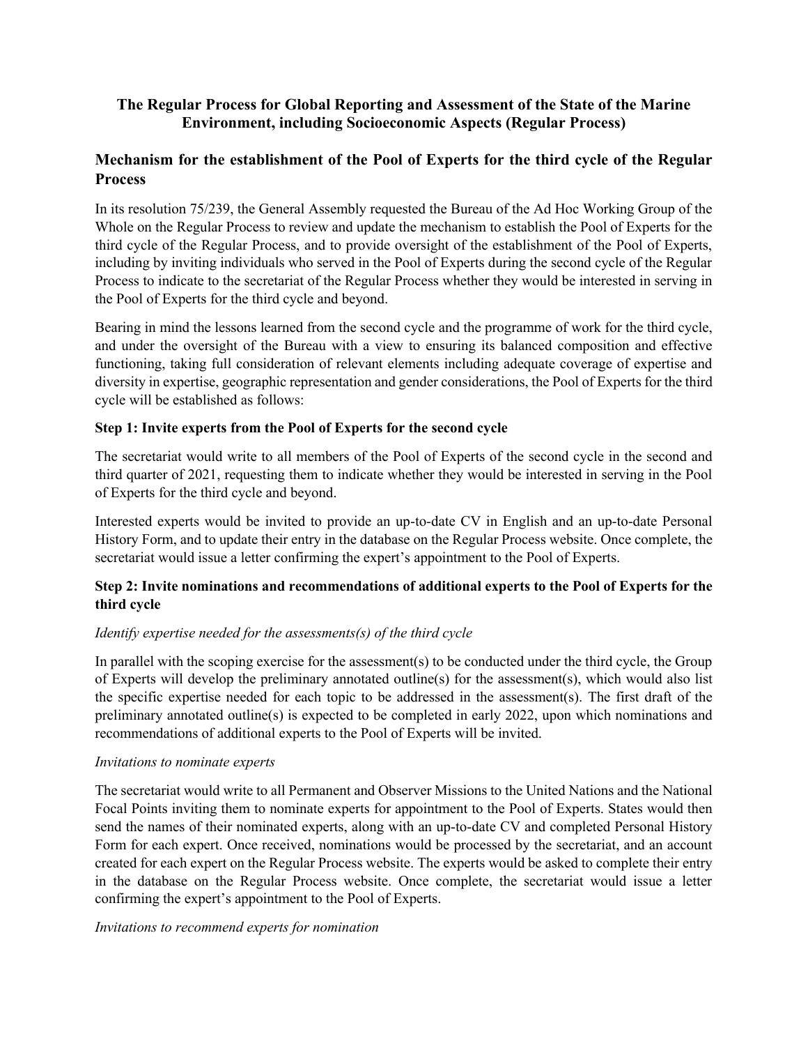# The Regular Process for Global Reporting and Assessment of the State of the Marine Environment, including Socioeconomic Aspects (Regular Process)

## Mechanism for the establishment of the Pool of Experts for the third cycle of the Regular Process

In its resolution 75/239, the General Assembly requested the Bureau of the Ad Hoc Working Group of the Whole on the Regular Process to review and update the mechanism to establish the Pool of Experts for the third cycle of the Regular Process, and to provide oversight of the establishment of the Pool of Experts, including by inviting individuals who served in the Pool of Experts during the second cycle of the Regular Process to indicate to the secretariat of the Regular Process whether they would be interested in serving in the Pool of Experts for the third cycle and beyond.

Bearing in mind the lessons learned from the second cycle and the programme of work for the third cycle, and under the oversight of the Bureau with a view to ensuring its balanced composition and effective functioning, taking full consideration of relevant elements including adequate coverage of expertise and diversity in expertise, geographic representation and gender considerations, the Pool of Experts for the third cycle will be established as follows:

### Step 1: Invite experts from the Pool of Experts for the second cycle

The secretariat would write to all members of the Pool of Experts of the second cycle in the second and third quarter of 2021, requesting them to indicate whether they would be interested in serving in the Pool of Experts for the third cycle and beyond.

Interested experts would be invited to provide an up-to-date CV in English and an up-to-date Personal History Form, and to update their entry in the database on the Regular Process website. Once complete, the secretariat would issue a letter confirming the expert's appointment to the Pool of Experts.

### Step 2: Invite nominations and recommendations of additional experts to the Pool of Experts for the third cycle

*Identify expertise needed for the assessments(s) of the third cycle*

In parallel with the scoping exercise for the assessment(s) to be conducted under the third cycle, the Group of Experts will develop the preliminary annotated outline(s) for the assessment(s), which would also list the specific expertise needed for each topic to be addressed in the assessment(s). The first draft of the preliminary annotated outline(s) is expected to be completed in early 2022, upon which nominations and recommendations of additional experts to the Pool of Experts will be invited.

*Invitations to nominate experts*

The secretariat would write to all Permanent and Observer Missions to the United Nations and the National Focal Points inviting them to nominate experts for appointment to the Pool of Experts. States would then send the names of their nominated experts, along with an up-to-date CV and completed Personal History Form for each expert. Once received, nominations would be processed by the secretariat, and an account created for each expert on the Regular Process website. The experts would be asked to complete their entry in the database on the Regular Process website. Once complete, the secretariat would issue a letter confirming the expert's appointment to the Pool of Experts.

*Invitations to recommend experts for nomination*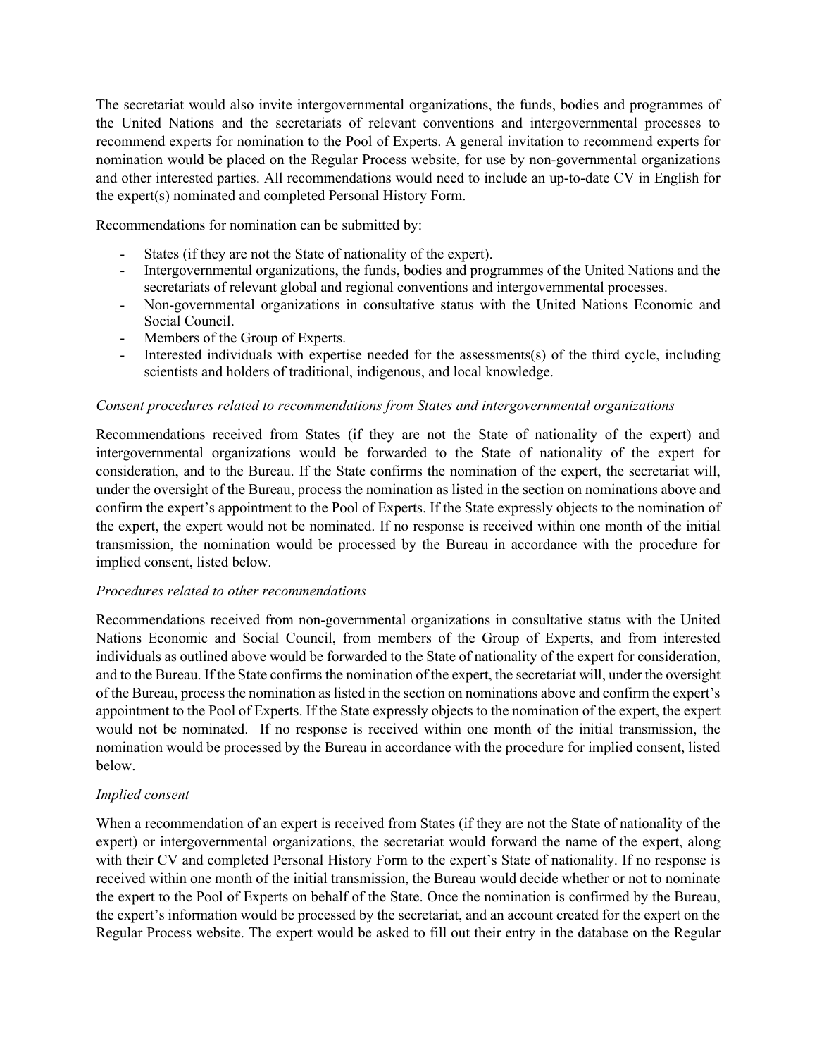The secretariat would also invite intergovernmental organizations, the funds, bodies and programmes of the United Nations and the secretariats of relevant conventions and intergovernmental processes to recommend experts for nomination to the Pool of Experts. A general invitation to recommend experts for nomination would be placed on the Regular Process website, for use by non-governmental organizations and other interested parties. All recommendations would need to include an up-to-date CV in English for the expert(s) nominated and completed Personal History Form.

Recommendations for nomination can be submitted by:

- States (if they are not the State of nationality of the expert).
- Intergovernmental organizations, the funds, bodies and programmes of the United Nations and the secretariats of relevant global and regional conventions and intergovernmental processes.
- Non-governmental organizations in consultative status with the United Nations Economic and Social Council.
- Members of the Group of Experts.
- Interested individuals with expertise needed for the assessments(s) of the third cycle, including scientists and holders of traditional, indigenous, and local knowledge.

*Consent procedures related to recommendations from States and intergovernmental organizations*

Recommendations received from States (if they are not the State of nationality of the expert) and intergovernmental organizations would be forwarded to the State of nationality of the expert for consideration, and to the Bureau. If the State confirms the nomination of the expert, the secretariat will, under the oversight of the Bureau, process the nomination as listed in the section on nominations above and confirm the expert's appointment to the Pool of Experts. If the State expressly objects to the nomination of the expert, the expert would not be nominated. If no response is received within one month of the initial transmission, the nomination would be processed by the Bureau in accordance with the procedure for implied consent, listed below.

*Procedures related to other recommendations*

Recommendations received from non-governmental organizations in consultative status with the United Nations Economic and Social Council, from members of the Group of Experts, and from interested individuals as outlined above would be forwarded to the State of nationality of the expert for consideration, and to the Bureau. If the State confirms the nomination of the expert, the secretariat will, under the oversight of the Bureau, process the nomination as listed in the section on nominations above and confirm the expert's appointment to the Pool of Experts. If the State expressly objects to the nomination of the expert, the expert would not be nominated. If no response is received within one month of the initial transmission, the nomination would be processed by the Bureau in accordance with the procedure for implied consent, listed below.

*Implied consent*

When a recommendation of an expert is received from States (if they are not the State of nationality of the expert) or intergovernmental organizations, the secretariat would forward the name of the expert, along with their CV and completed Personal History Form to the expert's State of nationality. If no response is received within one month of the initial transmission, the Bureau would decide whether or not to nominate the expert to the Pool of Experts on behalf of the State. Once the nomination is confirmed by the Bureau, the expert's information would be processed by the secretariat, and an account created for the expert on the Regular Process website. The expert would be asked to fill out their entry in the database on the Regular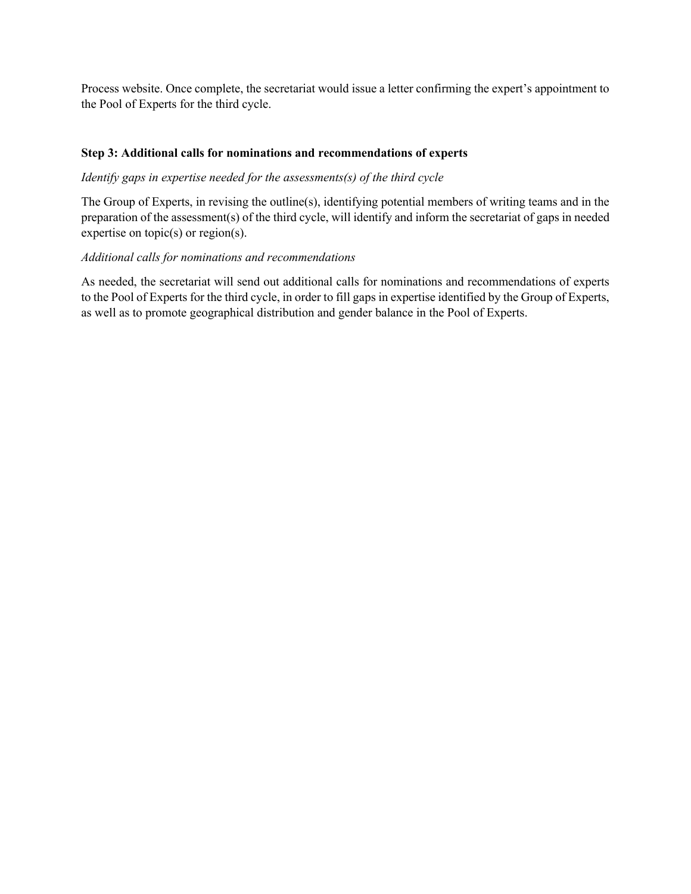Process website. Once complete, the secretariat would issue a letter confirming the expert's appointment to the Pool of Experts for the third cycle.

**Step 3: Additional calls for nominations and recommendations of experts**

*Identify gaps in expertise needed for the assessments(s) of the third cycle*

The Group of Experts, in revising the outline(s), identifying potential members of writing teams and in the preparation of the assessment(s) of the third cycle, will identify and inform the secretariat of gaps in needed expertise on topic(s) or region(s).

*Additional calls for nominations and recommendations*

As needed, the secretariat will send out additional calls for nominations and recommendations of experts to the Pool of Experts for the third cycle, in order to fill gaps in expertise identified by the Group of Experts, as well as to promote geographical distribution and gender balance in the Pool of Experts.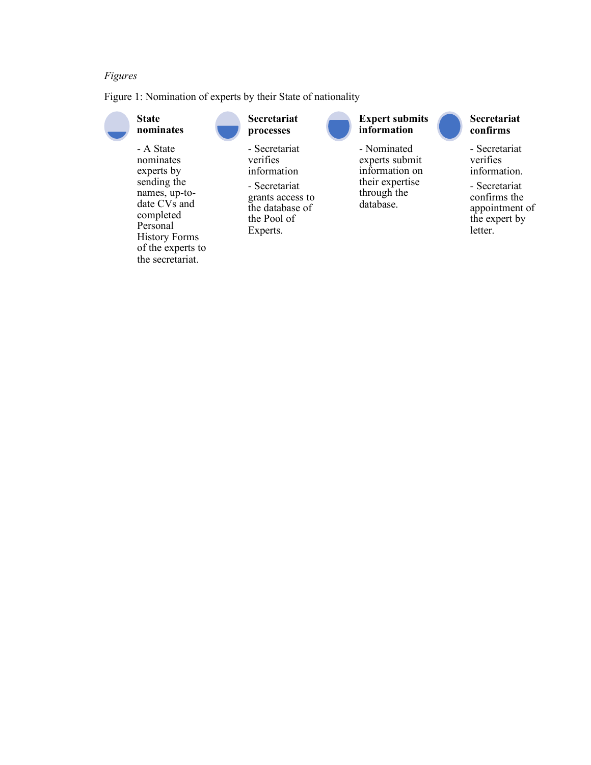*Figures*

Figure 1: Nomination of experts by their State of nationality

**State nominates**

- A State nominates experts by sending the names, up-to-date CVs and completed Personal History Forms of the experts to the secretariat.

**Secretariat processes**

- Secretariat verifies information
- Secretariat grants access to the database of the Pool of Experts.

**Expert submits information**

- Nominated experts submit information on their expertise through the database.

**Secretariat confirms**

- Secretariat verifies information.
- Secretariat confirms the appointment of the expert by letter.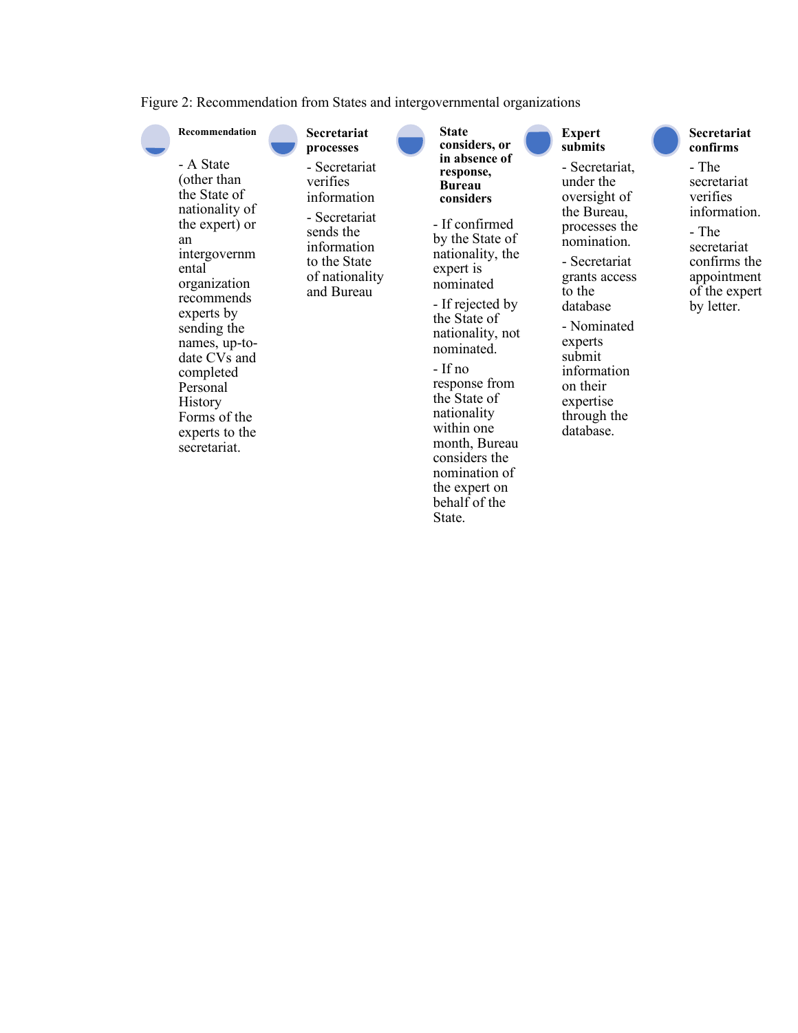Figure 2: Recommendation from States and intergovernmental organizations

**Recommendation**

- A State (other than the State of nationality of the expert) or an intergovernmental organization recommends experts by sending the names, up-to-date CVs and completed Personal History Forms of the experts to the secretariat.

**Secretariat processes**

- Secretariat verifies information
- Secretariat sends the information to the State of nationality and Bureau

**State considers, or in absence of response, Bureau considers**

- If confirmed by the State of nationality, the expert is nominated
- If rejected by the State of nationality, not nominated.
- If no response from the State of nationality within one month, Bureau considers the nomination of the expert on behalf of the State.

**Expert submits**

- Secretariat, under the oversight of the Bureau, processes the nomination.
- Secretariat grants access to the database
- Nominated experts submit information on their expertise through the database.

**Secretariat confirms**

- The secretariat verifies information.
- The secretariat confirms the appointment of the expert by letter.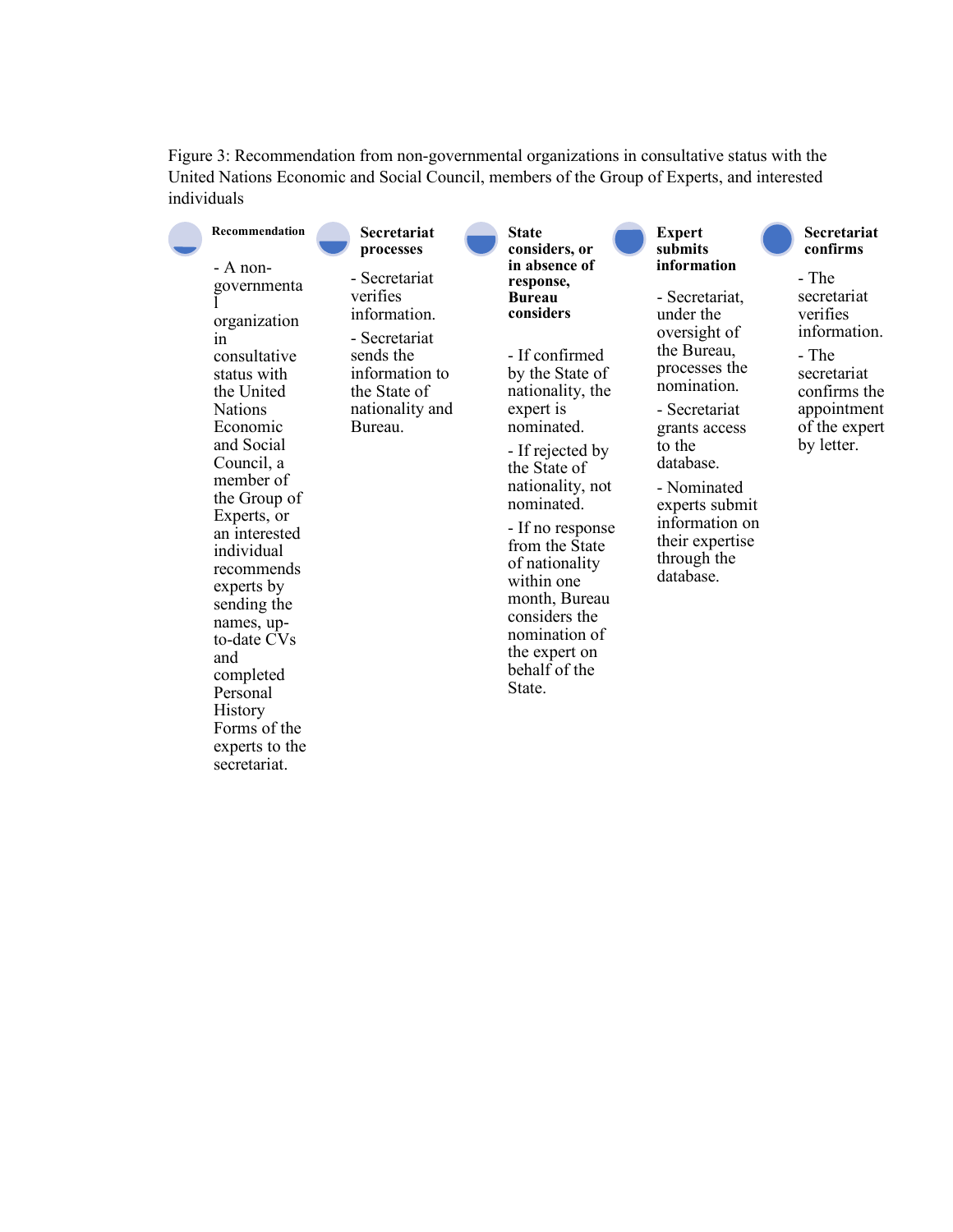Figure 3: Recommendation from non-governmental organizations in consultative status with the United Nations Economic and Social Council, members of the Group of Experts, and interested individuals

**Recommendation**

- A non-governmental organization in consultative status with the United Nations Economic and Social Council, a member of the Group of Experts, or an interested individual recommends experts by sending the names, up-to-date CVs and completed Personal History Forms of the experts to the secretariat.

**Secretariat processes**

- Secretariat verifies information.
- Secretariat sends the information to the State of nationality and Bureau.

**State considers, or in absence of response, Bureau considers**

- If confirmed by the State of nationality, the expert is nominated.
- If rejected by the State of nationality, not nominated.
- If no response from the State of nationality within one month, Bureau considers the nomination of the expert on behalf of the State.

**Expert submits information**

- Secretariat, under the oversight of the Bureau, processes the nomination.
- Secretariat grants access to the database.
- Nominated experts submit information on their expertise through the database.

**Secretariat confirms**

- The secretariat verifies information.
- The secretariat confirms the appointment of the expert by letter.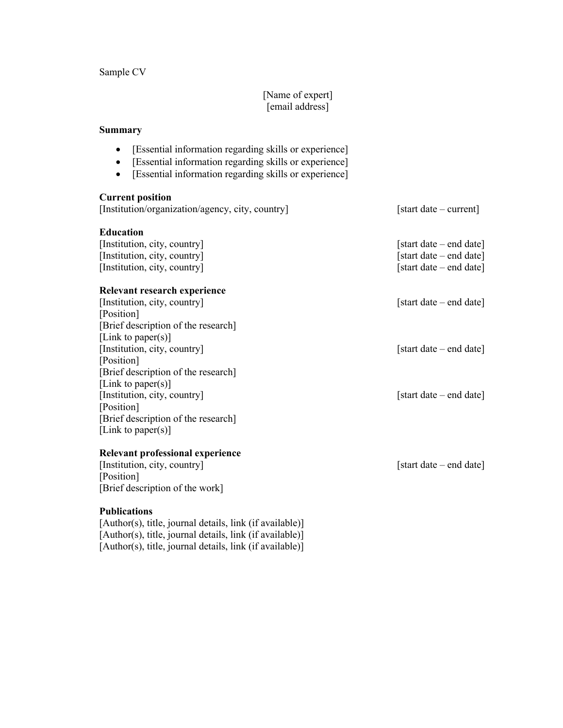Sample CV

[Name of expert]
[email address]

**Summary**

- [Essential information regarding skills or experience]
- [Essential information regarding skills or experience]
- [Essential information regarding skills or experience]

**Current position**

[Institution/organization/agency, city, country] [start date – current]

**Education**

[Institution, city, country] [start date – end date]
[Institution, city, country] [start date – end date]
[Institution, city, country] [start date – end date]

**Relevant research experience**

[Institution, city, country] [start date – end date]
[Position]
[Brief description of the research]
[Link to paper(s)]
[Institution, city, country] [start date – end date]
[Position]
[Brief description of the research]
[Link to paper(s)]
[Institution, city, country] [start date – end date]
[Position]
[Brief description of the research]
[Link to paper(s)]

**Relevant professional experience**

[Institution, city, country] [start date – end date]
[Position]
[Brief description of the work]

**Publications**

[Author(s), title, journal details, link (if available)]
[Author(s), title, journal details, link (if available)]
[Author(s), title, journal details, link (if available)]